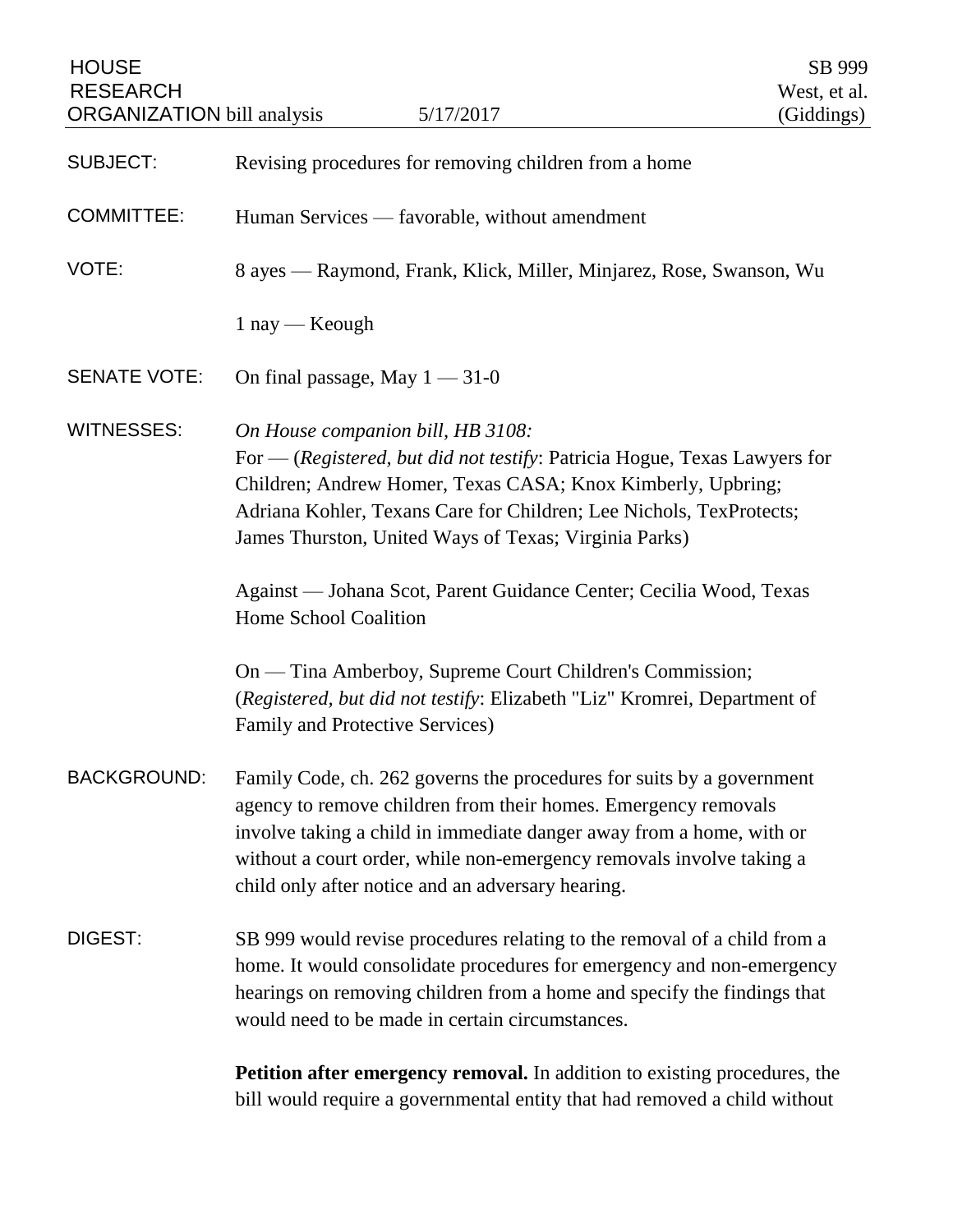HOUSE RESEARCH ORGANIZATION bill analysis 5/17/2017

SB 999
West, et al.
(Giddings)

SUBJECT: Revising procedures for removing children from a home

COMMITTEE: Human Services — favorable, without amendment

VOTE: 8 ayes — Raymond, Frank, Klick, Miller, Minjarez, Rose, Swanson, Wu

1 nay — Keough

SENATE VOTE: On final passage, May 1 — 31-0

WITNESSES: *On House companion bill, HB 3108:*
For — (*Registered, but did not testify*: Patricia Hogue, Texas Lawyers for Children; Andrew Homer, Texas CASA; Knox Kimberly, Upbring; Adriana Kohler, Texans Care for Children; Lee Nichols, TexProtects; James Thurston, United Ways of Texas; Virginia Parks)

Against — Johana Scot, Parent Guidance Center; Cecilia Wood, Texas Home School Coalition

On — Tina Amberboy, Supreme Court Children's Commission; (*Registered, but did not testify*: Elizabeth "Liz" Kromrei, Department of Family and Protective Services)

BACKGROUND: Family Code, ch. 262 governs the procedures for suits by a government agency to remove children from their homes. Emergency removals involve taking a child in immediate danger away from a home, with or without a court order, while non-emergency removals involve taking a child only after notice and an adversary hearing.

DIGEST: SB 999 would revise procedures relating to the removal of a child from a home. It would consolidate procedures for emergency and non-emergency hearings on removing children from a home and specify the findings that would need to be made in certain circumstances.

**Petition after emergency removal.** In addition to existing procedures, the bill would require a governmental entity that had removed a child without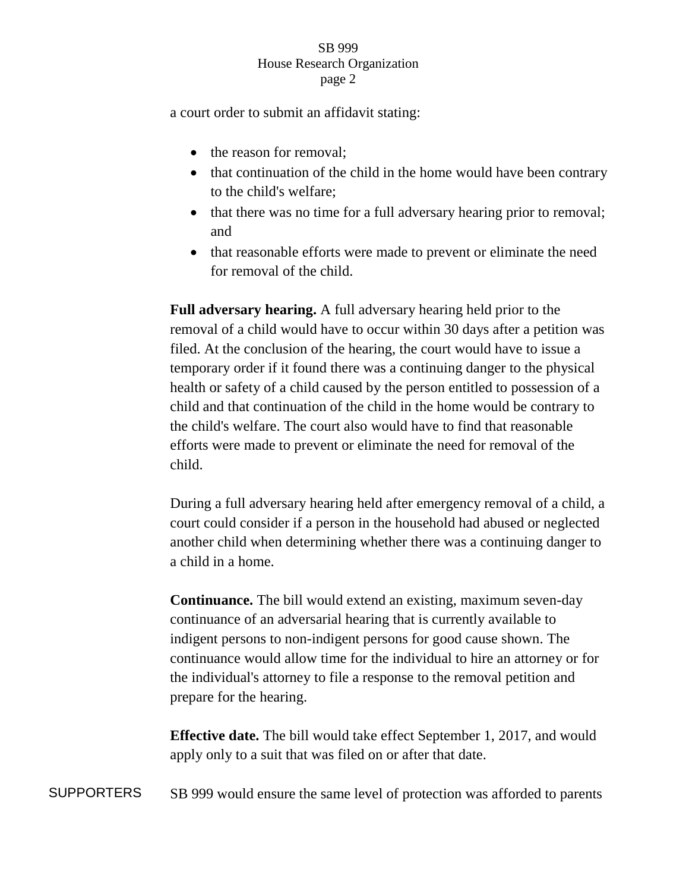a court order to submit an affidavit stating:

- the reason for removal;
- that continuation of the child in the home would have been contrary to the child's welfare;
- that there was no time for a full adversary hearing prior to removal; and
- that reasonable efforts were made to prevent or eliminate the need for removal of the child.

**Full adversary hearing.** A full adversary hearing held prior to the removal of a child would have to occur within 30 days after a petition was filed. At the conclusion of the hearing, the court would have to issue a temporary order if it found there was a continuing danger to the physical health or safety of a child caused by the person entitled to possession of a child and that continuation of the child in the home would be contrary to the child's welfare. The court also would have to find that reasonable efforts were made to prevent or eliminate the need for removal of the child.

During a full adversary hearing held after emergency removal of a child, a court could consider if a person in the household had abused or neglected another child when determining whether there was a continuing danger to a child in a home.

**Continuance.** The bill would extend an existing, maximum seven-day continuance of an adversarial hearing that is currently available to indigent persons to non-indigent persons for good cause shown. The continuance would allow time for the individual to hire an attorney or for the individual's attorney to file a response to the removal petition and prepare for the hearing.

**Effective date.** The bill would take effect September 1, 2017, and would apply only to a suit that was filed on or after that date.

SUPPORTERS

SB 999 would ensure the same level of protection was afforded to parents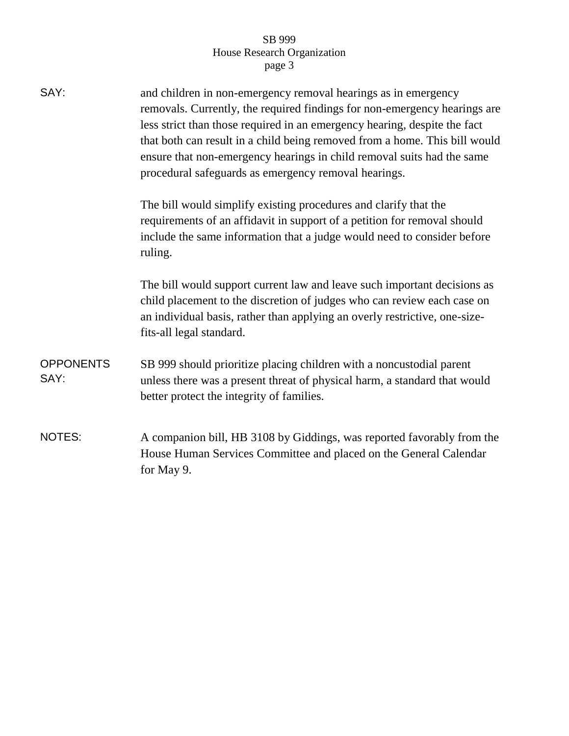SAY: and children in non-emergency removal hearings as in emergency removals. Currently, the required findings for non-emergency hearings are less strict than those required in an emergency hearing, despite the fact that both can result in a child being removed from a home. This bill would ensure that non-emergency hearings in child removal suits had the same procedural safeguards as emergency removal hearings.

The bill would simplify existing procedures and clarify that the requirements of an affidavit in support of a petition for removal should include the same information that a judge would need to consider before ruling.

The bill would support current law and leave such important decisions as child placement to the discretion of judges who can review each case on an individual basis, rather than applying an overly restrictive, one-size-fits-all legal standard.

OPPONENTS SAY: SB 999 should prioritize placing children with a noncustodial parent unless there was a present threat of physical harm, a standard that would better protect the integrity of families.

NOTES: A companion bill, HB 3108 by Giddings, was reported favorably from the House Human Services Committee and placed on the General Calendar for May 9.